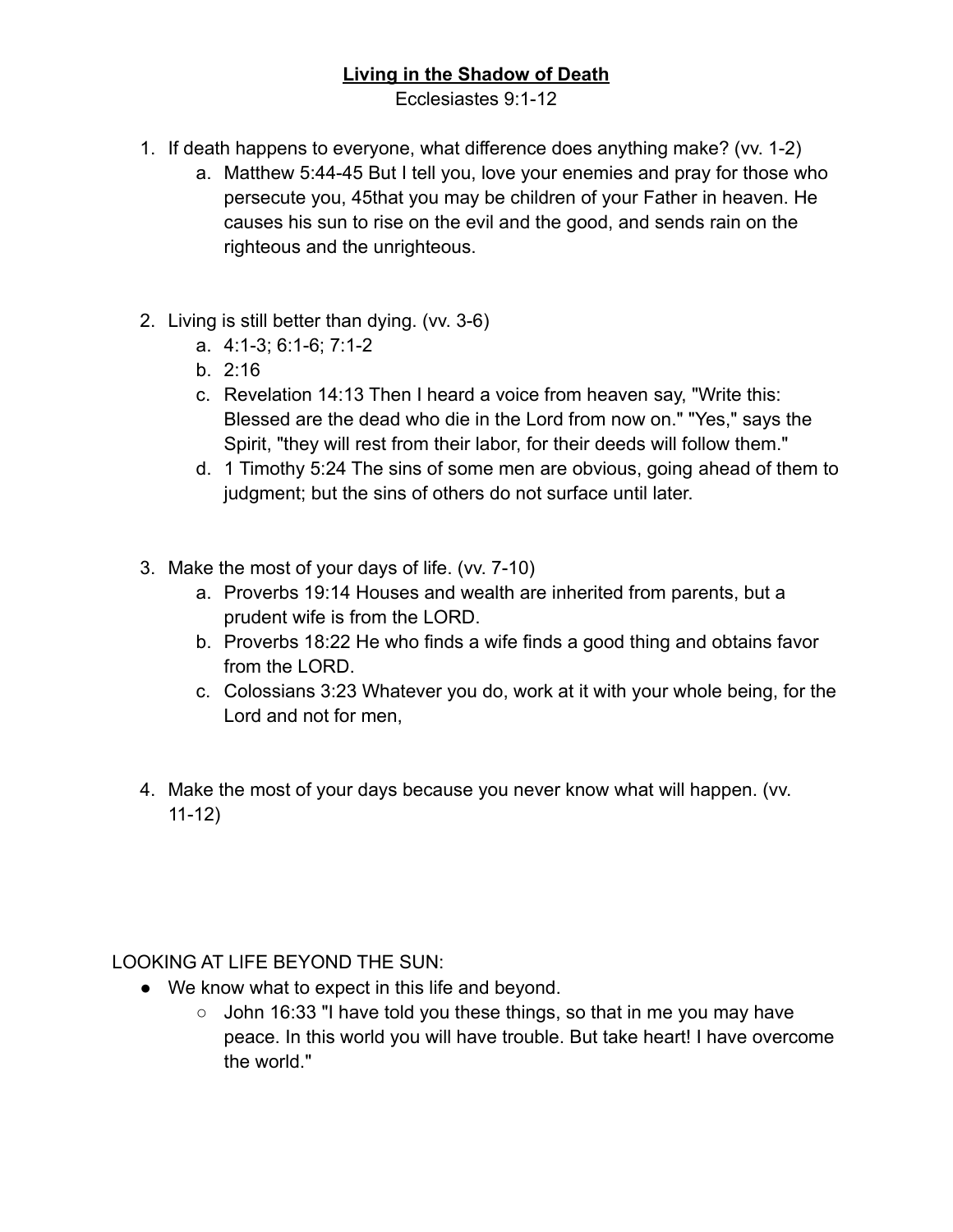**<u>Living in the Shadow of Death</u>**

Ecclesiastes 9:1-12

1. If death happens to everyone, what difference does anything make? (vv. 1-2)
   a. Matthew 5:44-45 But I tell you, love your enemies and pray for those who persecute you, 45that you may be children of your Father in heaven. He causes his sun to rise on the evil and the good, and sends rain on the righteous and the unrighteous.

2. Living is still better than dying. (vv. 3-6)
   a. 4:1-3; 6:1-6; 7:1-2
   b. 2:16
   c. Revelation 14:13 Then I heard a voice from heaven say, "Write this: Blessed are the dead who die in the Lord from now on." "Yes," says the Spirit, "they will rest from their labor, for their deeds will follow them."
   d. 1 Timothy 5:24 The sins of some men are obvious, going ahead of them to judgment; but the sins of others do not surface until later.

3. Make the most of your days of life. (vv. 7-10)
   a. Proverbs 19:14 Houses and wealth are inherited from parents, but a prudent wife is from the LORD.
   b. Proverbs 18:22 He who finds a wife finds a good thing and obtains favor from the LORD.
   c. Colossians 3:23 Whatever you do, work at it with your whole being, for the Lord and not for men,

4. Make the most of your days because you never know what will happen. (vv. 11-12)

LOOKING AT LIFE BEYOND THE SUN:

- We know what to expect in this life and beyond.
  - John 16:33 "I have told you these things, so that in me you may have peace. In this world you will have trouble. But take heart! I have overcome the world."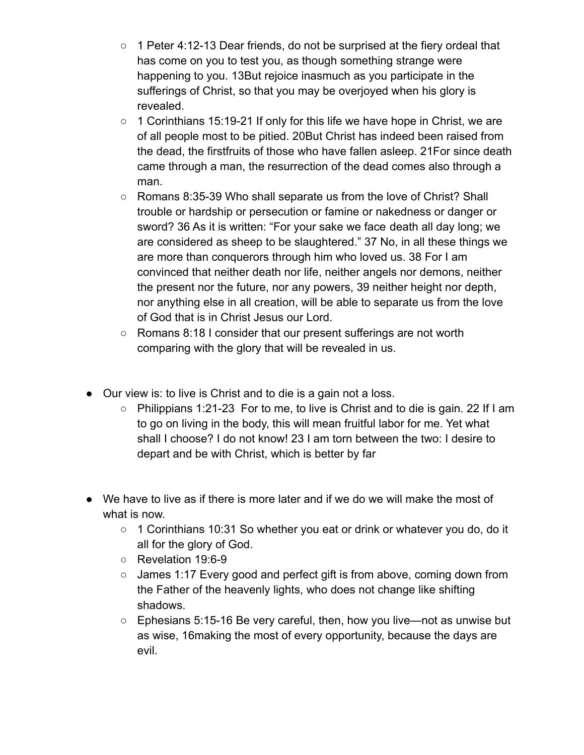- 1 Peter 4:12-13 Dear friends, do not be surprised at the fiery ordeal that has come on you to test you, as though something strange were happening to you. 13But rejoice inasmuch as you participate in the sufferings of Christ, so that you may be overjoyed when his glory is revealed.
  - 1 Corinthians 15:19-21 If only for this life we have hope in Christ, we are of all people most to be pitied. 20But Christ has indeed been raised from the dead, the firstfruits of those who have fallen asleep. 21For since death came through a man, the resurrection of the dead comes also through a man.
  - Romans 8:35-39 Who shall separate us from the love of Christ? Shall trouble or hardship or persecution or famine or nakedness or danger or sword? 36 As it is written: "For your sake we face death all day long; we are considered as sheep to be slaughtered." 37 No, in all these things we are more than conquerors through him who loved us. 38 For I am convinced that neither death nor life, neither angels nor demons, neither the present nor the future, nor any powers, 39 neither height nor depth, nor anything else in all creation, will be able to separate us from the love of God that is in Christ Jesus our Lord.
  - Romans 8:18 I consider that our present sufferings are not worth comparing with the glory that will be revealed in us.

- Our view is: to live is Christ and to die is a gain not a loss.
  - Philippians 1:21-23 For to me, to live is Christ and to die is gain. 22 If I am to go on living in the body, this will mean fruitful labor for me. Yet what shall I choose? I do not know! 23 I am torn between the two: I desire to depart and be with Christ, which is better by far

- We have to live as if there is more later and if we do we will make the most of what is now.
  - 1 Corinthians 10:31 So whether you eat or drink or whatever you do, do it all for the glory of God.
  - Revelation 19:6-9
  - James 1:17 Every good and perfect gift is from above, coming down from the Father of the heavenly lights, who does not change like shifting shadows.
  - Ephesians 5:15-16 Be very careful, then, how you live—not as unwise but as wise, 16making the most of every opportunity, because the days are evil.